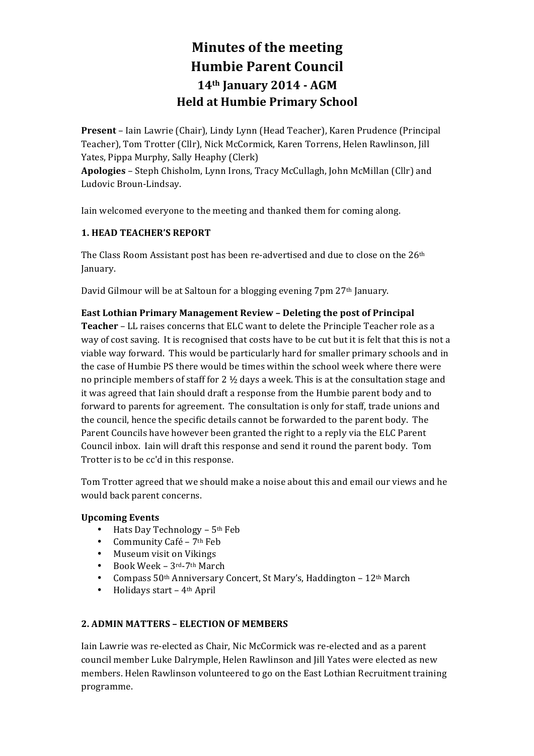# Minutes of the meeting
# Humbie Parent Council
## 14th January 2014 - AGM
## Held at Humbie Primary School

**Present** – Iain Lawrie (Chair), Lindy Lynn (Head Teacher), Karen Prudence (Principal Teacher), Tom Trotter (Cllr), Nick McCormick, Karen Torrens, Helen Rawlinson, Jill Yates, Pippa Murphy, Sally Heaphy (Clerk)
**Apologies** – Steph Chisholm, Lynn Irons, Tracy McCullagh, John McMillan (Cllr) and Ludovic Broun-Lindsay.

Iain welcomed everyone to the meeting and thanked them for coming along.

### 1. HEAD TEACHER'S REPORT

The Class Room Assistant post has been re-advertised and due to close on the 26th January.

David Gilmour will be at Saltoun for a blogging evening 7pm 27th January.

**East Lothian Primary Management Review – Deleting the post of Principal Teacher** – LL raises concerns that ELC want to delete the Principle Teacher role as a way of cost saving. It is recognised that costs have to be cut but it is felt that this is not a viable way forward. This would be particularly hard for smaller primary schools and in the case of Humbie PS there would be times within the school week where there were no principle members of staff for 2 ½ days a week. This is at the consultation stage and it was agreed that Iain should draft a response from the Humbie parent body and to forward to parents for agreement. The consultation is only for staff, trade unions and the council, hence the specific details cannot be forwarded to the parent body. The Parent Councils have however been granted the right to a reply via the ELC Parent Council inbox. Iain will draft this response and send it round the parent body. Tom Trotter is to be cc'd in this response.

Tom Trotter agreed that we should make a noise about this and email our views and he would back parent concerns.

**Upcoming Events**

- Hats Day Technology – 5th Feb
- Community Café – 7th Feb
- Museum visit on Vikings
- Book Week – 3rd-7th March
- Compass 50th Anniversary Concert, St Mary's, Haddington – 12th March
- Holidays start – 4th April

### 2. ADMIN MATTERS – ELECTION OF MEMBERS

Iain Lawrie was re-elected as Chair, Nic McCormick was re-elected and as a parent council member Luke Dalrymple, Helen Rawlinson and Jill Yates were elected as new members. Helen Rawlinson volunteered to go on the East Lothian Recruitment training programme.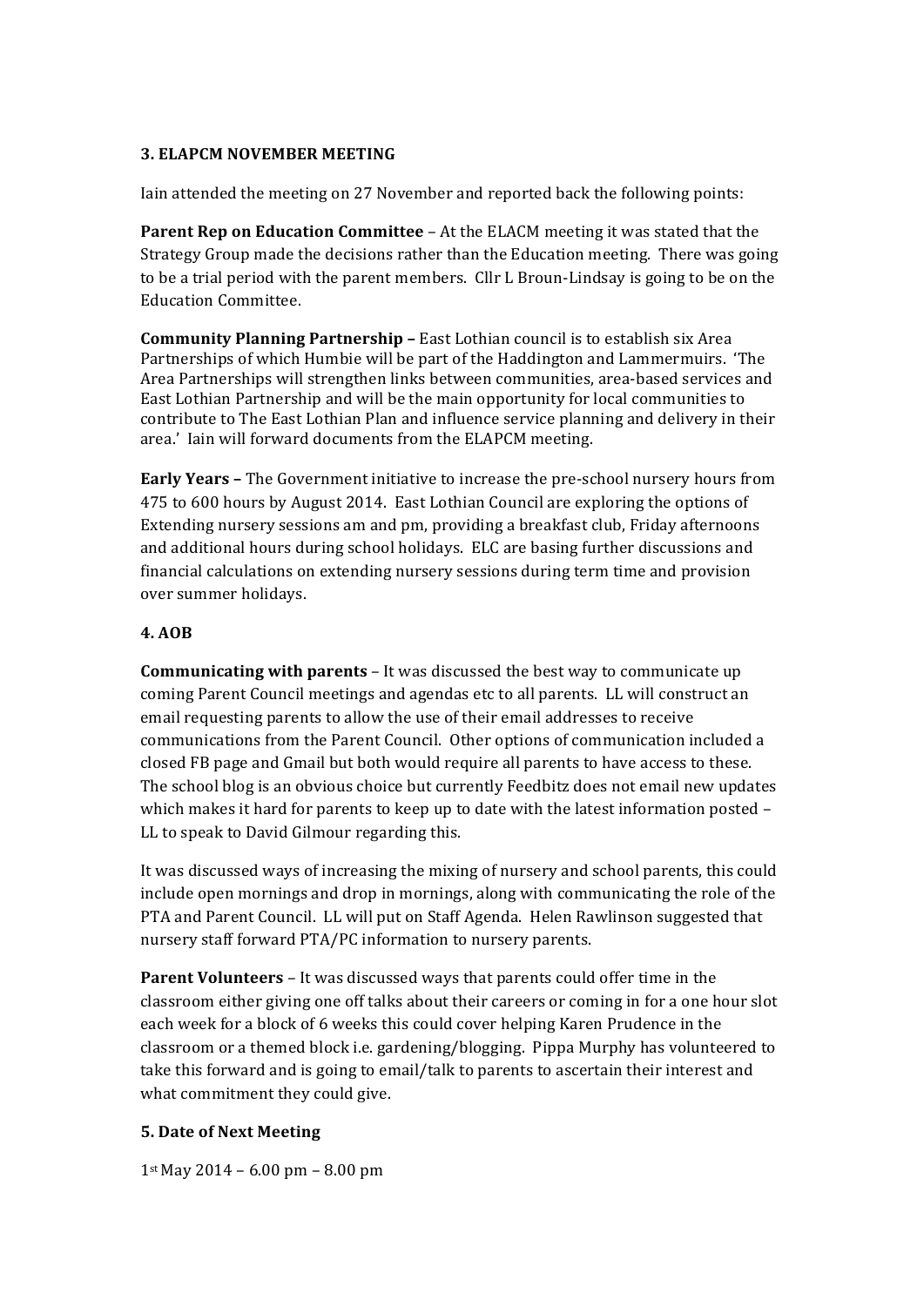### 3. ELAPCM NOVEMBER MEETING

Iain attended the meeting on 27 November and reported back the following points:

**Parent Rep on Education Committee** – At the ELACM meeting it was stated that the Strategy Group made the decisions rather than the Education meeting. There was going to be a trial period with the parent members. Cllr L Broun-Lindsay is going to be on the Education Committee.

**Community Planning Partnership –** East Lothian council is to establish six Area Partnerships of which Humbie will be part of the Haddington and Lammermuirs. 'The Area Partnerships will strengthen links between communities, area-based services and East Lothian Partnership and will be the main opportunity for local communities to contribute to The East Lothian Plan and influence service planning and delivery in their area.' Iain will forward documents from the ELAPCM meeting.

**Early Years –** The Government initiative to increase the pre-school nursery hours from 475 to 600 hours by August 2014. East Lothian Council are exploring the options of Extending nursery sessions am and pm, providing a breakfast club, Friday afternoons and additional hours during school holidays. ELC are basing further discussions and financial calculations on extending nursery sessions during term time and provision over summer holidays.

### 4. AOB

**Communicating with parents** – It was discussed the best way to communicate up coming Parent Council meetings and agendas etc to all parents. LL will construct an email requesting parents to allow the use of their email addresses to receive communications from the Parent Council. Other options of communication included a closed FB page and Gmail but both would require all parents to have access to these. The school blog is an obvious choice but currently Feedbitz does not email new updates which makes it hard for parents to keep up to date with the latest information posted – LL to speak to David Gilmour regarding this.

It was discussed ways of increasing the mixing of nursery and school parents, this could include open mornings and drop in mornings, along with communicating the role of the PTA and Parent Council. LL will put on Staff Agenda. Helen Rawlinson suggested that nursery staff forward PTA/PC information to nursery parents.

**Parent Volunteers** – It was discussed ways that parents could offer time in the classroom either giving one off talks about their careers or coming in for a one hour slot each week for a block of 6 weeks this could cover helping Karen Prudence in the classroom or a themed block i.e. gardening/blogging. Pippa Murphy has volunteered to take this forward and is going to email/talk to parents to ascertain their interest and what commitment they could give.

### 5. Date of Next Meeting

1st May 2014 – 6.00 pm – 8.00 pm